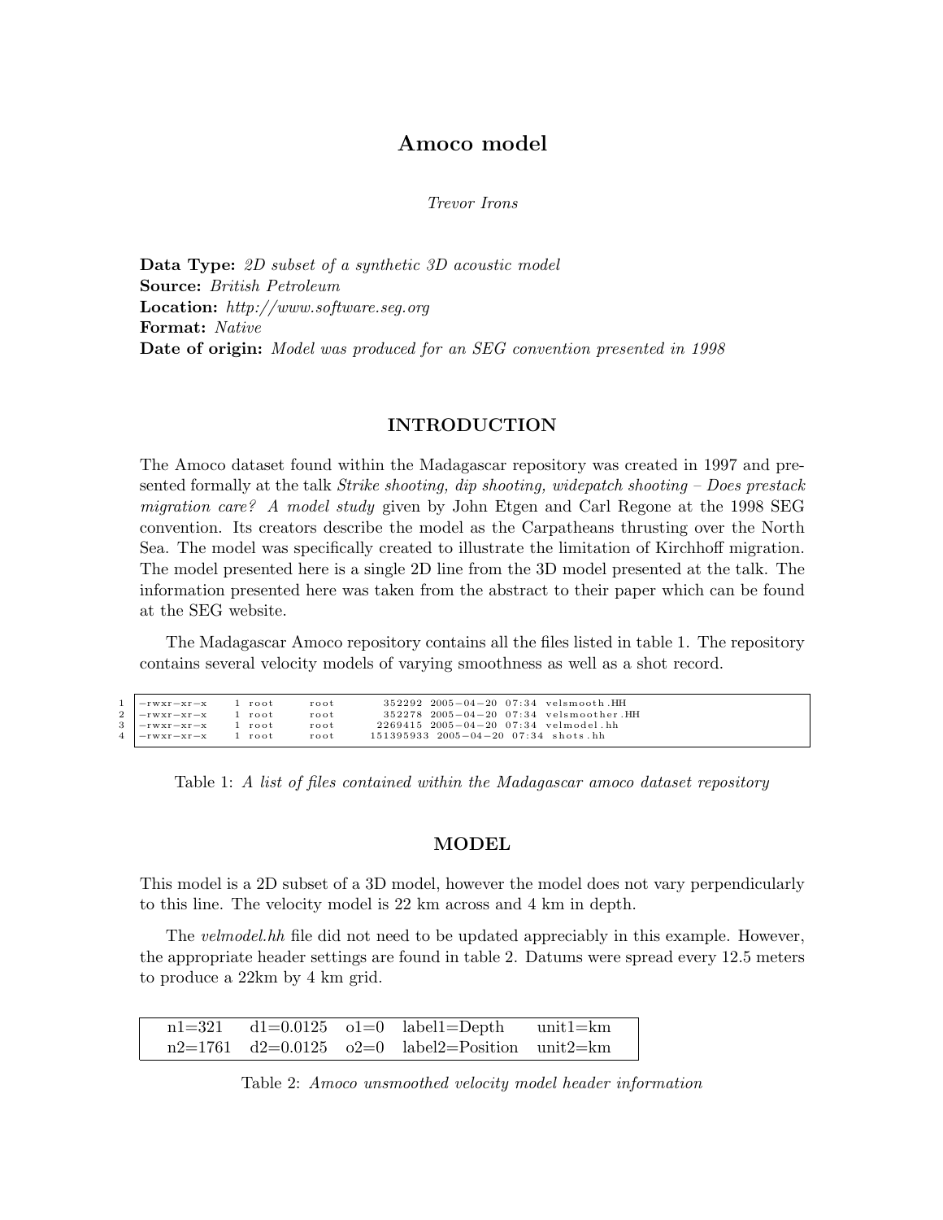# Amoco model

*Trevor Irons*

**Data Type:** *2D subset of a synthetic 3D acoustic model*
**Source:** *British Petroleum*
**Location:** *http://www.software.seg.org*
**Format:** *Native*
**Date of origin:** *Model was produced for an SEG convention presented in 1998*

## INTRODUCTION

The Amoco dataset found within the Madagascar repository was created in 1997 and presented formally at the talk *Strike shooting, dip shooting, widepatch shooting – Does prestack migration care? A model study* given by John Etgen and Carl Regone at the 1998 SEG convention. Its creators describe the model as the Carpatheans thrusting over the North Sea. The model was specifically created to illustrate the limitation of Kirchhoff migration. The model presented here is a single 2D line from the 3D model presented at the talk. The information presented here was taken from the abstract to their paper which can be found at the SEG website.

The Madagascar Amoco repository contains all the files listed in table 1. The repository contains several velocity models of varying smoothness as well as a shot record.

```
-rwxr-xr-x   1 root   root      352292 2005-04-20 07:34 velsmooth.HH
-rwxr-xr-x   1 root   root      352278 2005-04-20 07:34 velsmoother.HH
-rwxr-xr-x   1 root   root     2269415 2005-04-20 07:34 velmodel.hh
-rwxr-xr-x   1 root   root   151395933 2005-04-20 07:34 shots.hh
```

Table 1: *A list of files contained within the Madagascar amoco dataset repository*

## MODEL

This model is a 2D subset of a 3D model, however the model does not vary perpendicularly to this line. The velocity model is 22 km across and 4 km in depth.

The *velmodel.hh* file did not need to be updated appreciably in this example. However, the appropriate header settings are found in table 2. Datums were spread every 12.5 meters to produce a 22km by 4 km grid.

| | | | | |
|---|---|---|---|---|
| n1=321 | d1=0.0125 | o1=0 | label1=Depth | unit1=km |
| n2=1761 | d2=0.0125 | o2=0 | label2=Position | unit2=km |

Table 2: *Amoco unsmoothed velocity model header information*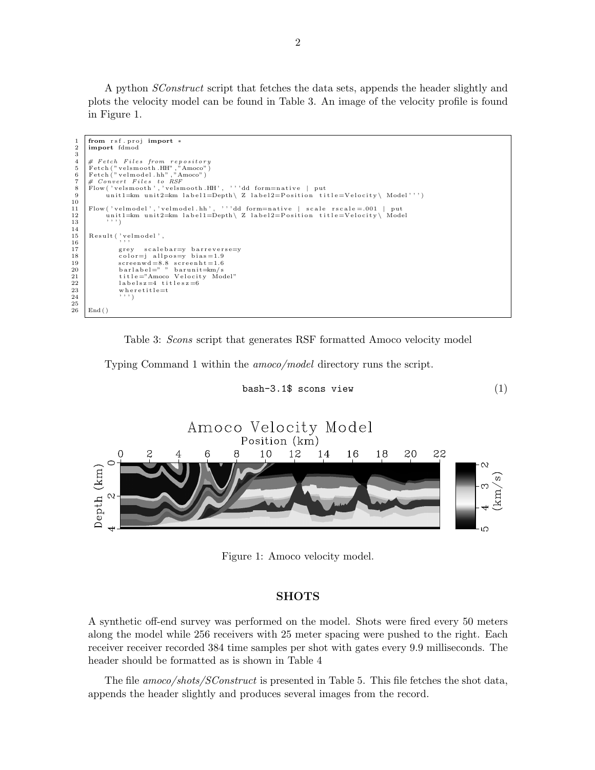A python *SConstruct* script that fetches the data sets, appends the header slightly and plots the velocity model can be found in Table 3. An image of the velocity profile is found in Figure 1.

```
from rsf.proj import *
import fdmod

# Fetch Files from repository
Fetch("velsmooth.HH","Amoco")
Fetch("velmodel.hh","Amoco")
# Convert Files to RSF
Flow('velsmooth','velsmooth.HH', '''dd form=native | put
     unit1=km unit2=km label1=Depth\ Z label2=Position title=Velocity\ Model''')

Flow('velmodel','velmodel.hh', '''dd form=native | scale rscale=.001 | put
     unit1=km unit2=km label1=Depth\ Z label2=Position title=Velocity\ Model
     ''')

Result('velmodel',
        '''
        grey  scalebar=y barreverse=y
        color=j allpos=y bias=1.9
        screenwd=8.8 screenht=1.6
        barlabel=" " barunit=km/s
        title="Amoco Velocity Model"
        labelsz=4 titlesz=6
        wheretitle=t
        ''')

End()
```

Table 3: *Scons* script that generates RSF formatted Amoco velocity model

Typing Command 1 within the *amoco/model* directory runs the script.

```
bash-3.1$ scons view        (1)
```

Figure 1: Amoco velocity model.

## SHOTS

A synthetic off-end survey was performed on the model. Shots were fired every 50 meters along the model while 256 receivers with 25 meter spacing were pushed to the right. Each receiver receiver recorded 384 time samples per shot with gates every 9.9 milliseconds. The header should be formatted as is shown in Table 4

The file *amoco/shots/SConstruct* is presented in Table 5. This file fetches the shot data, appends the header slightly and produces several images from the record.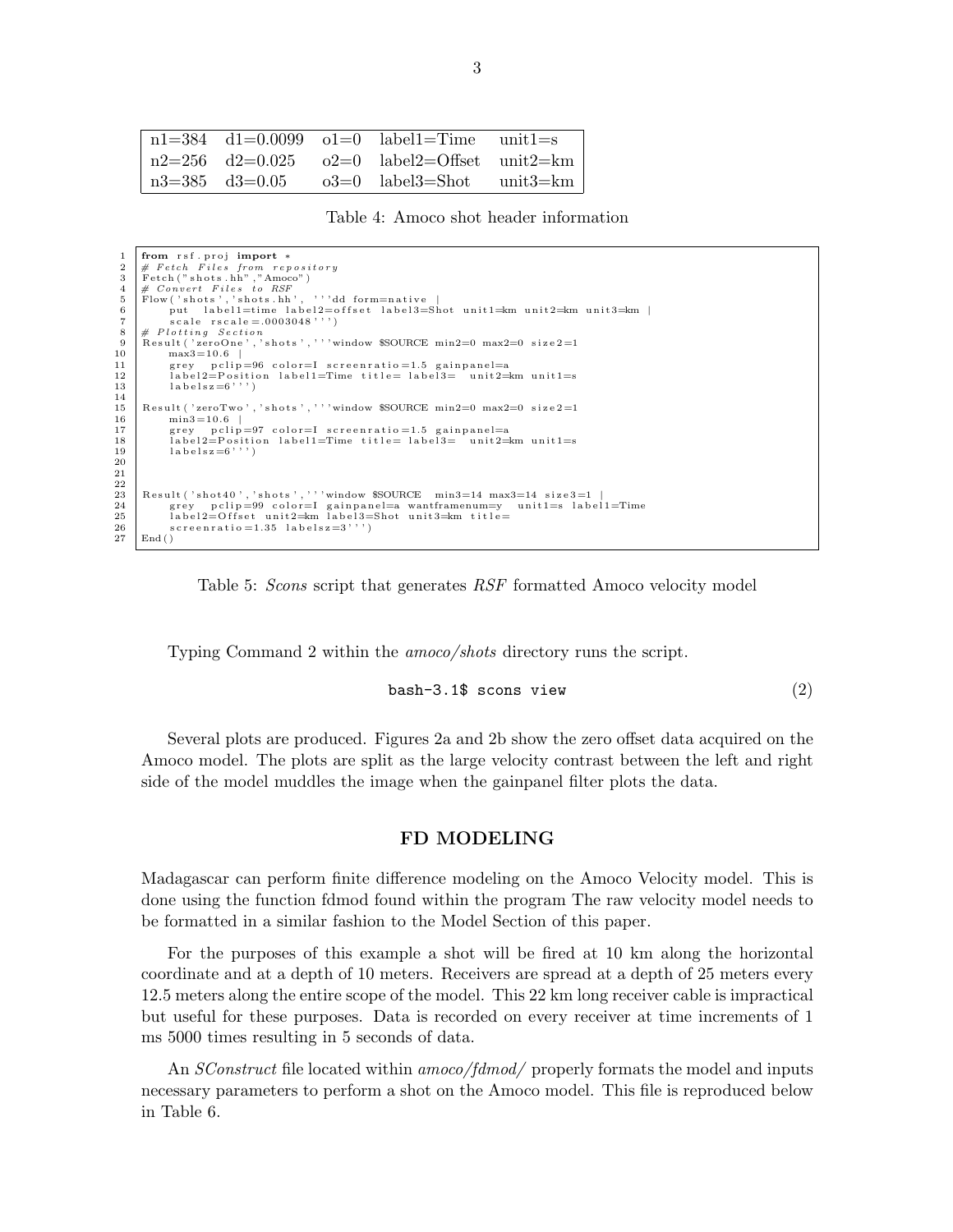| n1=384 | d1=0.0099 | o1=0 | label1=Time | unit1=s |
|---|---|---|---|---|
| n2=256 | d2=0.025 | o2=0 | label2=Offset | unit2=km |
| n3=385 | d3=0.05 | o3=0 | label3=Shot | unit3=km |

Table 4: Amoco shot header information

```
from rsf.proj import *
# Fetch Files from repository
Fetch("shots.hh","Amoco")
# Convert Files to RSF
Flow('shots','shots.hh', '''dd form=native |
     put  label1=time label2=offset label3=Shot unit1=km unit2=km unit3=km |
     scale rscale=.0003048''')
# Plotting Section
Result('zeroOne','shots','''window $SOURCE min2=0 max2=0 size2=1
     max3=10.6 |
     grey  pclip=96 color=I screenratio=1.5 gainpanel=a
     label2=Position label1=Time title= label3=  unit2=km unit1=s
     labelsz=6''')

Result('zeroTwo','shots','''window $SOURCE min2=0 max2=0 size2=1
     min3=10.6 |
     grey  pclip=97 color=I screenratio=1.5 gainpanel=a
     label2=Position label1=Time title= label3=  unit2=km unit1=s
     labelsz=6''')



Result('shot40','shots','''window $SOURCE  min3=14 max3=14 size3=1 |
     grey  pclip=99 color=I gainpanel=a wantframenum=y  unit1=s label1=Time
     label2=Offset unit2=km label3=Shot unit3=km title=
     screenratio=1.35 labelsz=3''')
End()
```

Table 5: *Scons* script that generates *RSF* formatted Amoco velocity model

Typing Command 2 within the *amoco/shots* directory runs the script.

$$\texttt{bash-3.1\$ scons view} \tag{2}$$

Several plots are produced. Figures 2a and 2b show the zero offset data acquired on the Amoco model. The plots are split as the large velocity contrast between the left and right side of the model muddles the image when the gainpanel filter plots the data.

## FD MODELING

Madagascar can perform finite difference modeling on the Amoco Velocity model. This is done using the function fdmod found within the program The raw velocity model needs to be formatted in a similar fashion to the Model Section of this paper.

For the purposes of this example a shot will be fired at 10 km along the horizontal coordinate and at a depth of 10 meters. Receivers are spread at a depth of 25 meters every 12.5 meters along the entire scope of the model. This 22 km long receiver cable is impractical but useful for these purposes. Data is recorded on every receiver at time increments of 1 ms 5000 times resulting in 5 seconds of data.

An *SConstruct* file located within *amoco/fdmod/* properly formats the model and inputs necessary parameters to perform a shot on the Amoco model. This file is reproduced below in Table 6.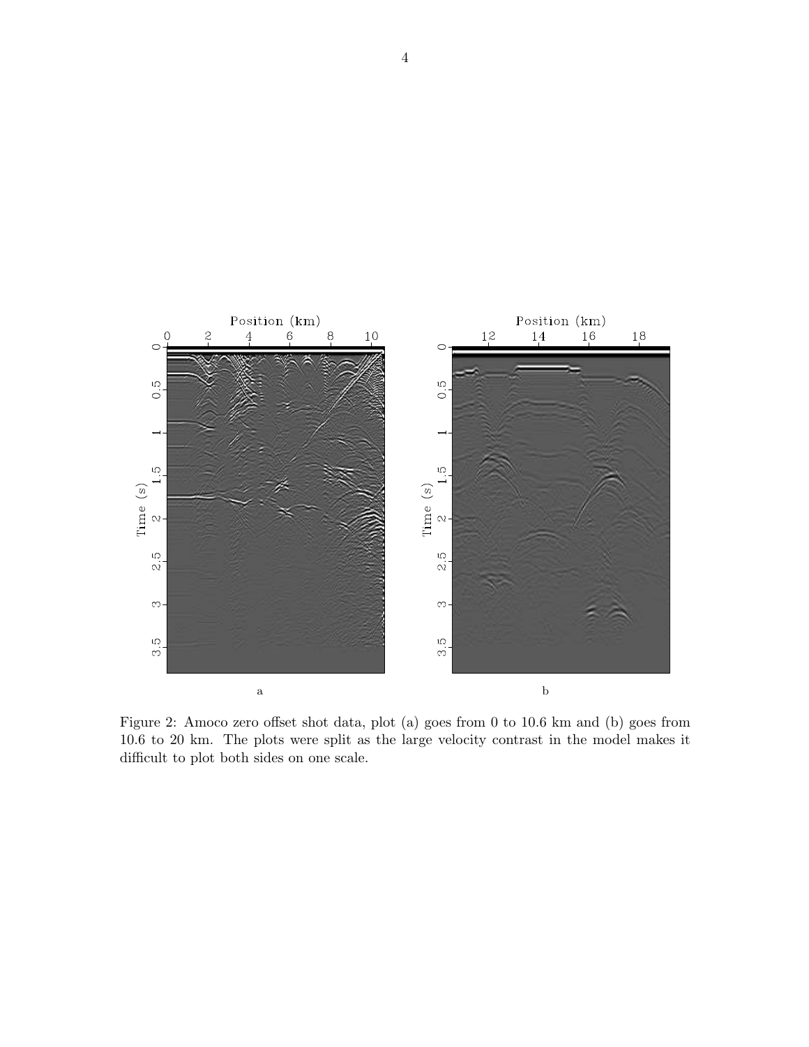Figure 2: Amoco zero offset shot data, plot (a) goes from 0 to 10.6 km and (b) goes from 10.6 to 20 km. The plots were split as the large velocity contrast in the model makes it difficult to plot both sides on one scale.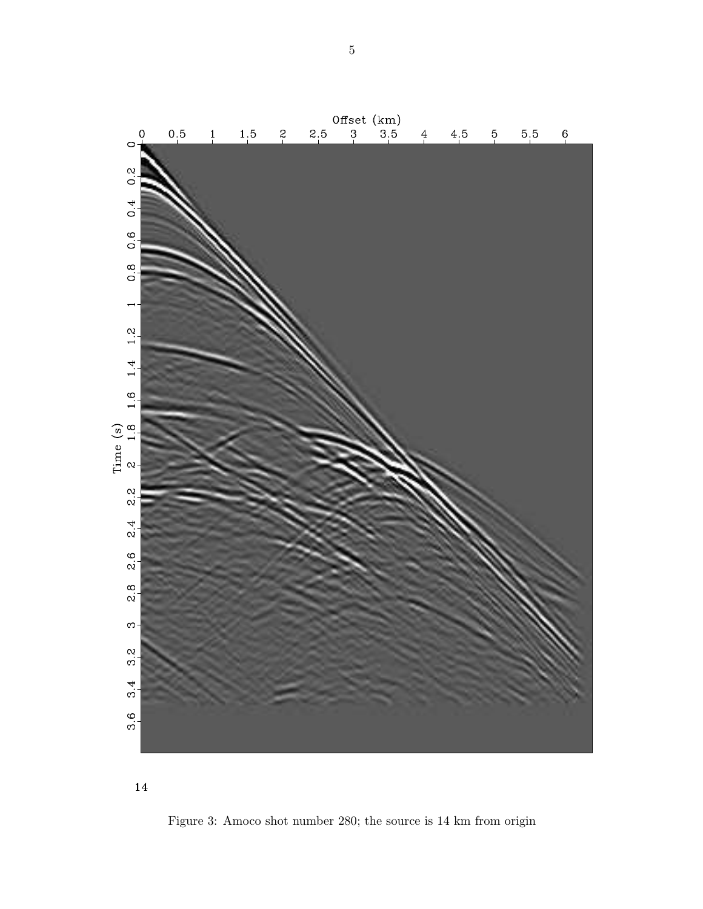14

Figure 3: Amoco shot number 280; the source is 14 km from origin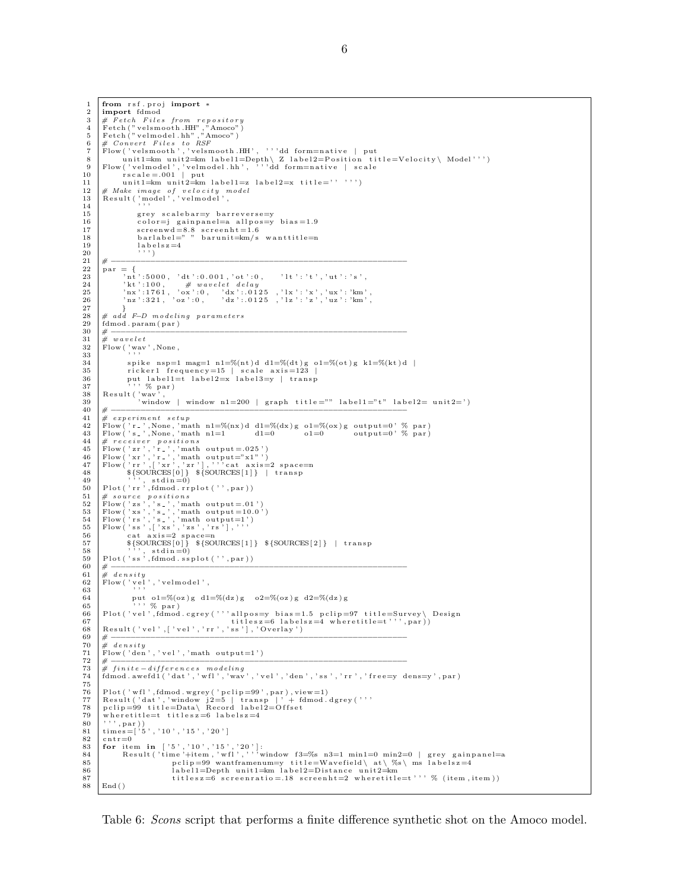```
from rsf.proj import *
import fdmod
# Fetch Files from repository
Fetch("velsmooth.HH","Amoco")
Fetch("velmodel.hh","Amoco")
# Convert Files to RSF
Flow('velsmooth','velsmooth.HH', '''dd form=native | put
    unit1=km unit2=km label1=Depth\ Z label2=Position title=Velocity\ Model''')
Flow('velmodel','velmodel.hh', '''dd form=native | scale
    rscale=.001 | put
    unit1=km unit2=km label1=z label2=x title='' ''')
# Make image of velocity model
Result('model','velmodel',
        '''
        grey scalebar=y barreverse=y
        color=j gainpanel=a allpos=y bias=1.9
        screenwd=8.8 screenht=1.6
        barlabel=" " barunit=km/s wanttitle=n
        labelsz=4
        ''')
# ------------------------------------------------------------
par = {
    'nt':5000, 'dt':0.001,'ot':0,    'lt':'t','ut':'s',
    'kt':100,    # wavelet delay
    'nx':1761, 'ox':0,   'dx':.0125 ,'lx':'x','ux':'km',
    'nz':321, 'oz':0,    'dz':.0125 ,'lz':'z','uz':'km',
    }
# add F-D modeling parameters
fdmod.param(par)
# ------------------------------------------------------------
# wavelet
Flow('wav',None,
     '''
     spike nsp=1 mag=1 n1=%(nt)d d1=%(dt)g o1=%(ot)g k1=%(kt)d |
     ricker1 frequency=15 | scale axis=123 |
     put label1=t label2=x label3=y | transp
     ''' % par)
Result('wav',
       'window | window n1=200 | graph title="" label1="t" label2= unit2=')
# ------------------------------------------------------------
# experiment setup
Flow('r_',None,'math n1=%(nx)d d1=%(dx)g o1=%(ox)g output=0' % par)
Flow('s_',None,'math n1=1      d1=0      o1=0      output=0' % par)
# receiver positions
Flow('zr','r_','math output=.025')
Flow('xr','r_','math output="x1"')
Flow('rr',['xr','zr'],'''cat axis=2 space=n
     ${SOURCES[0]} ${SOURCES[1]} | transp
     ''', stdin=0)
Plot('rr',fdmod.rrplot('',par))
# source positions
Flow('zs','s_','math output=.01')
Flow('xs','s_','math output=10.0')
Flow('rs','s_','math output=1')
Flow('ss',['xs','zs','rs'],'''
     cat axis=2 space=n
     ${SOURCES[0]} ${SOURCES[1]} ${SOURCES[2]} | transp
     ''', stdin=0)
Plot('ss',fdmod.ssplot('',par))
# ------------------------------------------------------------
# density
Flow('vel','velmodel',
      '''
      put o1=%(oz)g d1=%(dz)g  o2=%(oz)g d2=%(dz)g
      ''' % par)
Plot('vel',fdmod.cgrey('''allpos=y bias=1.5 pclip=97 title=Survey\ Design
                          titlesz=6 labelsz=4 wheretitle=t''',par))
Result('vel',['vel','rr','ss'],'Overlay')
# ------------------------------------------------------------
# density
Flow('den','vel','math output=1')
# ------------------------------------------------------------
# finite-differences modeling
fdmod.awefd1('dat','wfl','wav','vel','den','ss','rr','free=y dens=y',par)

Plot('wfl',fdmod.wgrey('pclip=99',par),view=1)
Result('dat','window j2=5 | transp |' + fdmod.dgrey('''
pclip=99 title=Data\ Record label2=Offset
wheretitle=t titlesz=6 labelsz=4
''',par))
times=['5','10','15','20']
cntr=0
for item in ['5','10','15','20']:
    Result('time'+item,'wfl','''window f3=%s n3=1 min1=0 min2=0 | grey gainpanel=a
              pclip=99 wantframenum=y title=Wavefield\ at\ %s\ ms labelsz=4
              label1=Depth unit1=km label2=Distance unit2=km
              titlesz=6 screenratio=.18 screenht=2 wheretitle=t''' % (item,item))
End()
```

Table 6: *Scons* script that performs a finite difference synthetic shot on the Amoco model.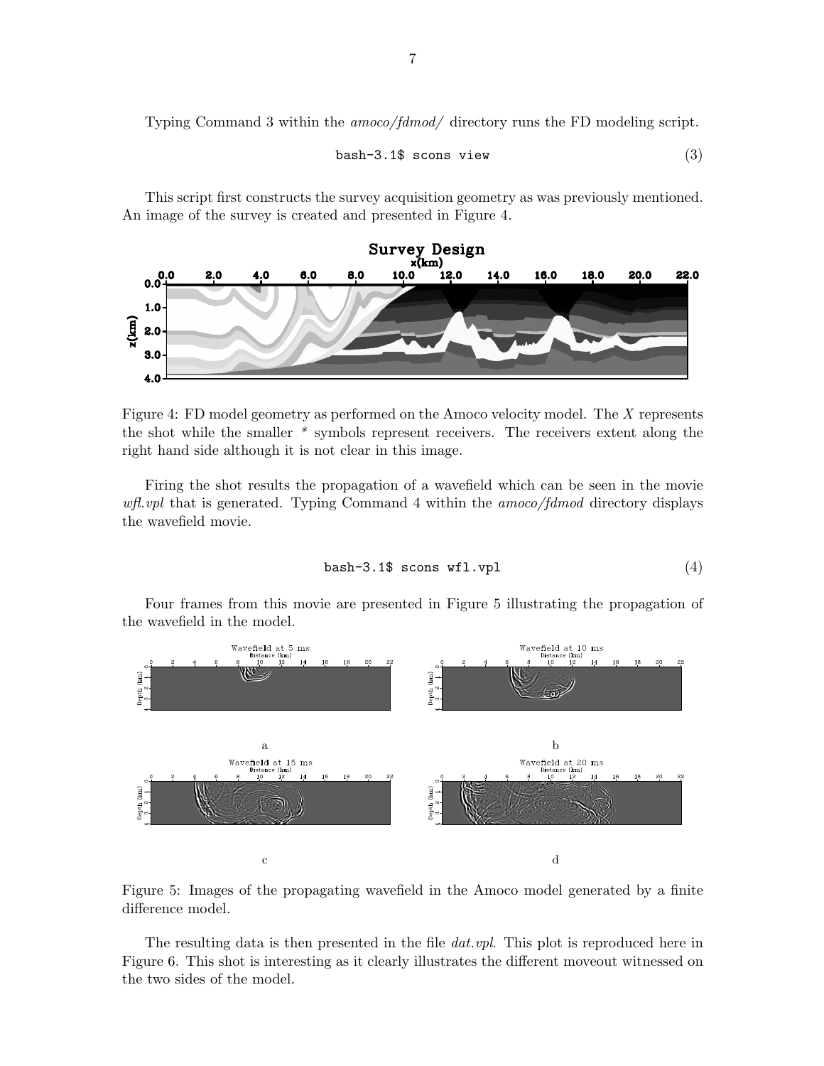Typing Command 3 within the *amoco/fdmod/* directory runs the FD modeling script.

```
bash-3.1$ scons view                                                    (3)
```

This script first constructs the survey acquisition geometry as was previously mentioned. An image of the survey is created and presented in Figure 4.

Figure 4: FD model geometry as performed on the Amoco velocity model. The $X$ represents the shot while the smaller * symbols represent receivers. The receivers extent along the right hand side although it is not clear in this image.

Firing the shot results the propagation of a wavefield which can be seen in the movie *wfl.vpl* that is generated. Typing Command 4 within the *amoco/fdmod* directory displays the wavefield movie.

```
bash-3.1$ scons wfl.vpl                                                 (4)
```

Four frames from this movie are presented in Figure 5 illustrating the propagation of the wavefield in the model.

Figure 5: Images of the propagating wavefield in the Amoco model generated by a finite difference model.

The resulting data is then presented in the file *dat.vpl*. This plot is reproduced here in Figure 6. This shot is interesting as it clearly illustrates the different moveout witnessed on the two sides of the model.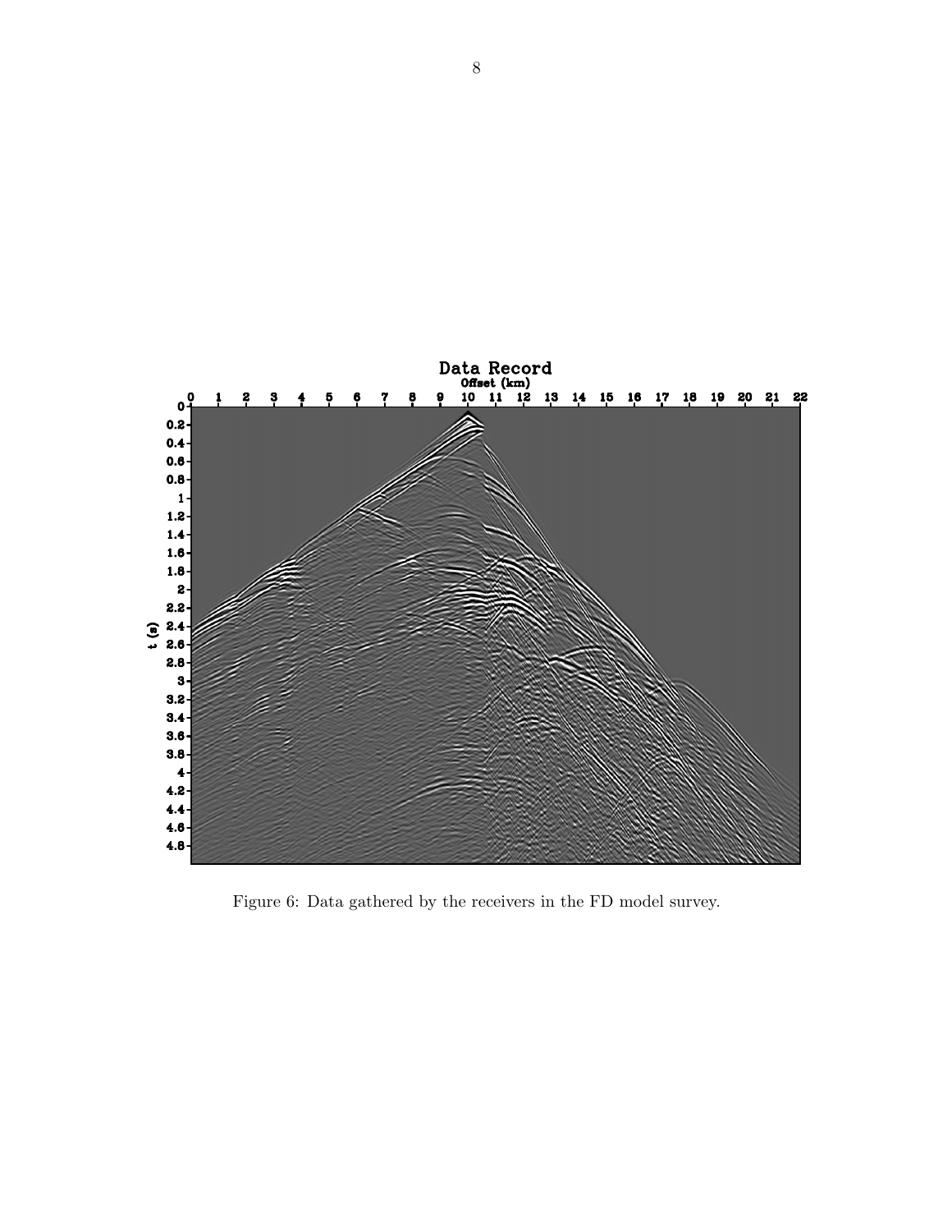Data Record

Offset (km)

0 1 2 3 4 5 6 7 8 9 10 11 12 13 14 15 16 17 18 19 20 21 22

t (s)

0 0.2 0.4 0.6 0.8 1 1.2 1.4 1.6 1.8 2 2.2 2.4 2.6 2.8 3 3.2 3.4 3.6 3.8 4 4.2 4.4 4.6 4.8

Figure 6: Data gathered by the receivers in the FD model survey.